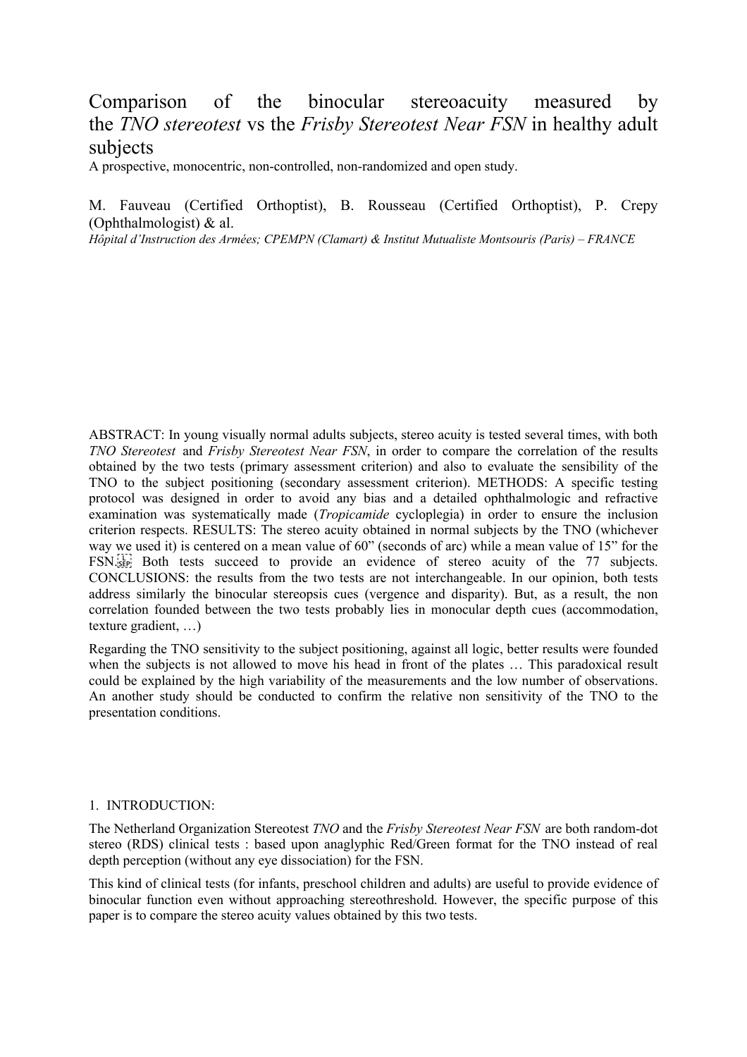# Comparison of the binocular stereoacuity measured by the *TNO stereotest* vs the *Frisby Stereotest Near FSN* in healthy adult subjects

A prospective, monocentric, non-controlled, non-randomized and open study.

M. Fauveau (Certified Orthoptist), B. Rousseau (Certified Orthoptist), P. Crepy (Ophthalmologist) & al.

*Hôpital d'Instruction des Armées; CPEMPN (Clamart) & Institut Mutualiste Montsouris (Paris) – FRANCE*

ABSTRACT: In young visually normal adults subjects, stereo acuity is tested several times, with both *TNO Stereotest* and *Frisby Stereotest Near FSN*, in order to compare the correlation of the results obtained by the two tests (primary assessment criterion) and also to evaluate the sensibility of the TNO to the subject positioning (secondary assessment criterion). METHODS: A specific testing protocol was designed in order to avoid any bias and a detailed ophthalmologic and refractive examination was systematically made (*Tropicamide* cycloplegia) in order to ensure the inclusion criterion respects. RESULTS: The stereo acuity obtained in normal subjects by the TNO (whichever way we used it) is centered on a mean value of 60" (seconds of arc) while a mean value of 15" for the FSN. Both tests succeed to provide an evidence of stereo acuity of the 77 subjects. CONCLUSIONS: the results from the two tests are not interchangeable. In our opinion, both tests address similarly the binocular stereopsis cues (vergence and disparity). But, as a result, the non correlation founded between the two tests probably lies in monocular depth cues (accommodation, texture gradient, …)

Regarding the TNO sensitivity to the subject positioning, against all logic, better results were founded when the subjects is not allowed to move his head in front of the plates … This paradoxical result could be explained by the high variability of the measurements and the low number of observations. An another study should be conducted to confirm the relative non sensitivity of the TNO to the presentation conditions.

## 1. INTRODUCTION:

The Netherland Organization Stereotest *TNO* and the *Frisby Stereotest Near FSN* are both random-dot stereo (RDS) clinical tests : based upon anaglyphic Red/Green format for the TNO instead of real depth perception (without any eye dissociation) for the FSN.

This kind of clinical tests (for infants, preschool children and adults) are useful to provide evidence of binocular function even without approaching stereothreshold. However, the specific purpose of this paper is to compare the stereo acuity values obtained by this two tests.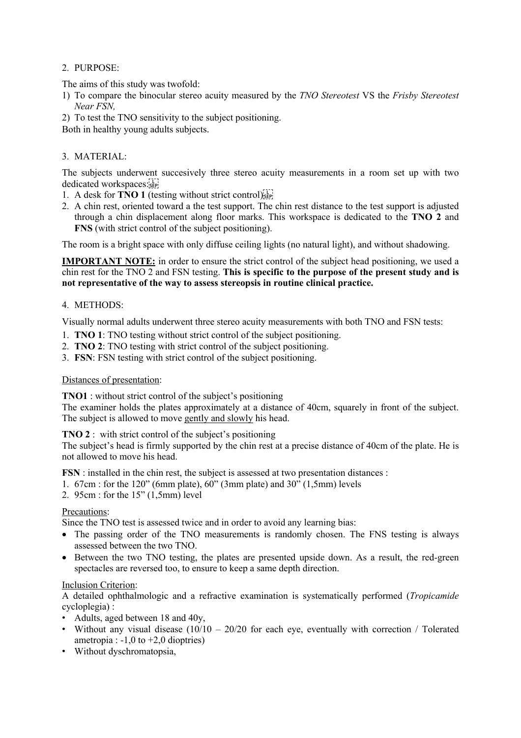2. PURPOSE:

The aims of this study was twofold:

1) To compare the binocular stereo acuity measured by the *TNO Stereotest* VS the *Frisby Stereotest Near FSN,*
2) To test the TNO sensitivity to the subject positioning.

Both in healthy young adults subjects.

3. MATERIAL:

The subjects underwent succesively three stereo acuity measurements in a room set up with two dedicated workspaces:

1. A desk for **TNO 1** (testing without strict control)
2. A chin rest, oriented toward a the test support. The chin rest distance to the test support is adjusted through a chin displacement along floor marks. This workspace is dedicated to the **TNO 2** and **FNS** (with strict control of the subject positioning).

The room is a bright space with only diffuse ceiling lights (no natural light), and without shadowing.

**IMPORTANT NOTE:** in order to ensure the strict control of the subject head positioning, we used a chin rest for the TNO 2 and FSN testing. **This is specific to the purpose of the present study and is not representative of the way to assess stereopsis in routine clinical practice.**

4. METHODS:

Visually normal adults underwent three stereo acuity measurements with both TNO and FSN tests:

1. **TNO 1**: TNO testing without strict control of the subject positioning.
2. **TNO 2**: TNO testing with strict control of the subject positioning.
3. **FSN**: FSN testing with strict control of the subject positioning.

Distances of presentation:

**TNO1** : without strict control of the subject's positioning
The examiner holds the plates approximately at a distance of 40cm, squarely in front of the subject. The subject is allowed to move gently and slowly his head.

**TNO 2** : with strict control of the subject's positioning
The subject's head is firmly supported by the chin rest at a precise distance of 40cm of the plate. He is not allowed to move his head.

**FSN** : installed in the chin rest, the subject is assessed at two presentation distances :

1. 67cm : for the 120" (6mm plate), 60" (3mm plate) and 30" (1,5mm) levels
2. 95cm : for the 15" (1,5mm) level

Precautions:
Since the TNO test is assessed twice and in order to avoid any learning bias:

- The passing order of the TNO measurements is randomly chosen. The FNS testing is always assessed between the two TNO.
- Between the two TNO testing, the plates are presented upside down. As a result, the red-green spectacles are reversed too, to ensure to keep a same depth direction.

Inclusion Criterion:
A detailed ophthalmologic and a refractive examination is systematically performed (*Tropicamide* cycloplegia) :

- Adults, aged between 18 and 40y,
- Without any visual disease (10/10 – 20/20 for each eye, eventually with correction / Tolerated ametropia : -1,0 to +2,0 dioptries)
- Without dyschromatopsia,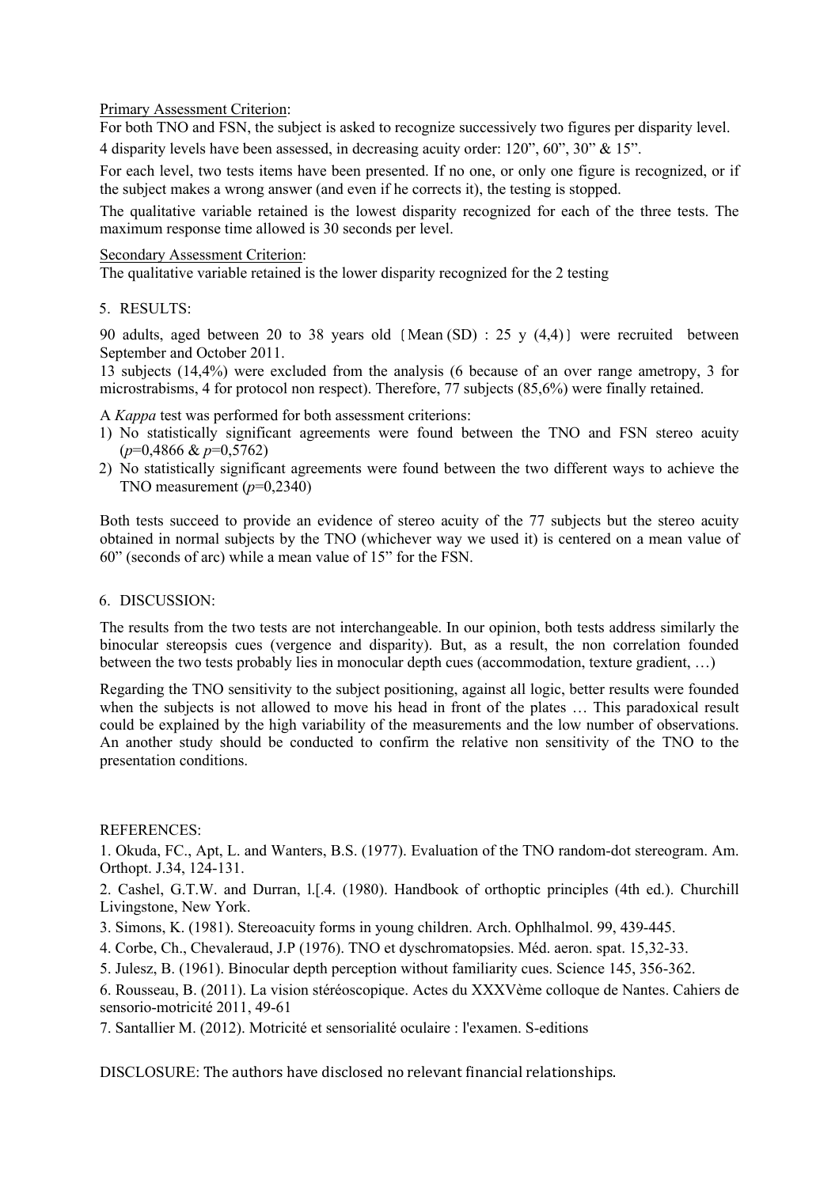Primary Assessment Criterion:

For both TNO and FSN, the subject is asked to recognize successively two figures per disparity level.

4 disparity levels have been assessed, in decreasing acuity order: 120", 60", 30" & 15".

For each level, two tests items have been presented. If no one, or only one figure is recognized, or if the subject makes a wrong answer (and even if he corrects it), the testing is stopped.

The qualitative variable retained is the lowest disparity recognized for each of the three tests. The maximum response time allowed is 30 seconds per level.

Secondary Assessment Criterion:

The qualitative variable retained is the lower disparity recognized for the 2 testing

## 5. RESULTS:

90 adults, aged between 20 to 38 years old ﹛Mean (SD) : 25 y (4,4)﹜ were recruited between September and October 2011.

13 subjects (14,4%) were excluded from the analysis (6 because of an over range ametropy, 3 for microstrabisms, 4 for protocol non respect). Therefore, 77 subjects (85,6%) were finally retained.

A *Kappa* test was performed for both assessment criterions:

1) No statistically significant agreements were found between the TNO and FSN stereo acuity ($p$=0,4866 & $p$=0,5762)
2) No statistically significant agreements were found between the two different ways to achieve the TNO measurement ($p$=0,2340)

Both tests succeed to provide an evidence of stereo acuity of the 77 subjects but the stereo acuity obtained in normal subjects by the TNO (whichever way we used it) is centered on a mean value of 60" (seconds of arc) while a mean value of 15" for the FSN.

## 6. DISCUSSION:

The results from the two tests are not interchangeable. In our opinion, both tests address similarly the binocular stereopsis cues (vergence and disparity). But, as a result, the non correlation founded between the two tests probably lies in monocular depth cues (accommodation, texture gradient, …)

Regarding the TNO sensitivity to the subject positioning, against all logic, better results were founded when the subjects is not allowed to move his head in front of the plates … This paradoxical result could be explained by the high variability of the measurements and the low number of observations. An another study should be conducted to confirm the relative non sensitivity of the TNO to the presentation conditions.

## REFERENCES:

1. Okuda, FC., Apt, L. and Wanters, B.S. (1977). Evaluation of the TNO random-dot stereogram. Am. Orthopt. J.34, 124-131.
2. Cashel, G.T.W. and Durran, l.[.4. (1980). Handbook of orthoptic principles (4th ed.). Churchill Livingstone, New York.
3. Simons, K. (1981). Stereoacuity forms in young children. Arch. Ophlhalmol. 99, 439-445.
4. Corbe, Ch., Chevaleraud, J.P (1976). TNO et dyschromatopsies. Méd. aeron. spat. 15,32-33.
5. Julesz, B. (1961). Binocular depth perception without familiarity cues. Science 145, 356-362.
6. Rousseau, B. (2011). La vision stéréoscopique. Actes du XXXVème colloque de Nantes. Cahiers de sensorio-motricité 2011, 49-61
7. Santallier M. (2012). Motricité et sensorialité oculaire : l'examen. S-editions

DISCLOSURE: The authors have disclosed no relevant financial relationships.